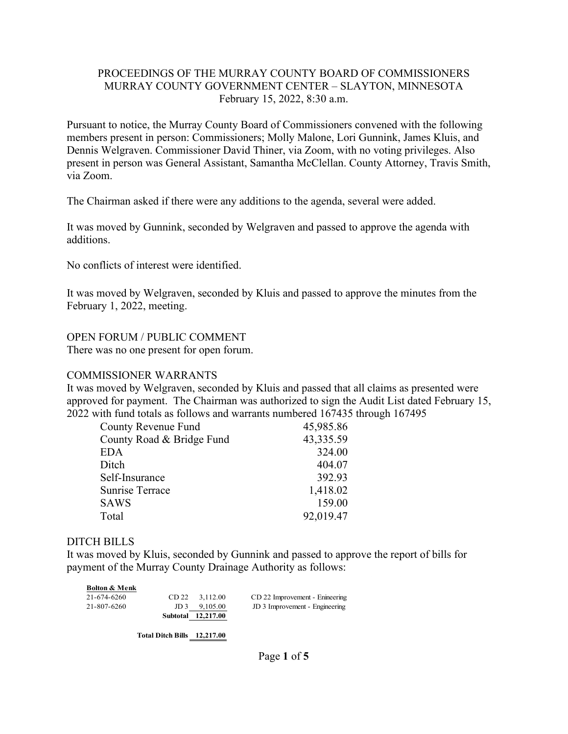PROCEEDINGS OF THE MURRAY COUNTY BOARD OF COMMISSIONERS
MURRAY COUNTY GOVERNMENT CENTER – SLAYTON, MINNESOTA
February 15, 2022, 8:30 a.m.

Pursuant to notice, the Murray County Board of Commissioners convened with the following members present in person: Commissioners; Molly Malone, Lori Gunnink, James Kluis, and Dennis Welgraven. Commissioner David Thiner, via Zoom, with no voting privileges. Also present in person was General Assistant, Samantha McClellan. County Attorney, Travis Smith, via Zoom.

The Chairman asked if there were any additions to the agenda, several were added.

It was moved by Gunnink, seconded by Welgraven and passed to approve the agenda with additions.

No conflicts of interest were identified.

It was moved by Welgraven, seconded by Kluis and passed to approve the minutes from the February 1, 2022, meeting.

OPEN FORUM / PUBLIC COMMENT

There was no one present for open forum.

COMMISSIONER WARRANTS

It was moved by Welgraven, seconded by Kluis and passed that all claims as presented were approved for payment. The Chairman was authorized to sign the Audit List dated February 15, 2022 with fund totals as follows and warrants numbered 167435 through 167495

| Fund | Amount |
|---|---|
| County Revenue Fund | 45,985.86 |
| County Road & Bridge Fund | 43,335.59 |
| EDA | 324.00 |
| Ditch | 404.07 |
| Self-Insurance | 392.93 |
| Sunrise Terrace | 1,418.02 |
| SAWS | 159.00 |
| Total | 92,019.47 |

DITCH BILLS

It was moved by Kluis, seconded by Gunnink and passed to approve the report of bills for payment of the Murray County Drainage Authority as follows:

| **Bolton & Menk** | | | |
|---|---|---|---|
| 21-674-6260 | CD 22 | 3,112.00 | CD 22 Improvement - Enineering |
| 21-807-6260 | JD 3 | 9,105.00 | JD 3 Improvement - Engineering |
| | **Subtotal** | **12,217.00** | |
| | **Total Ditch Bills** | **12,217.00** | |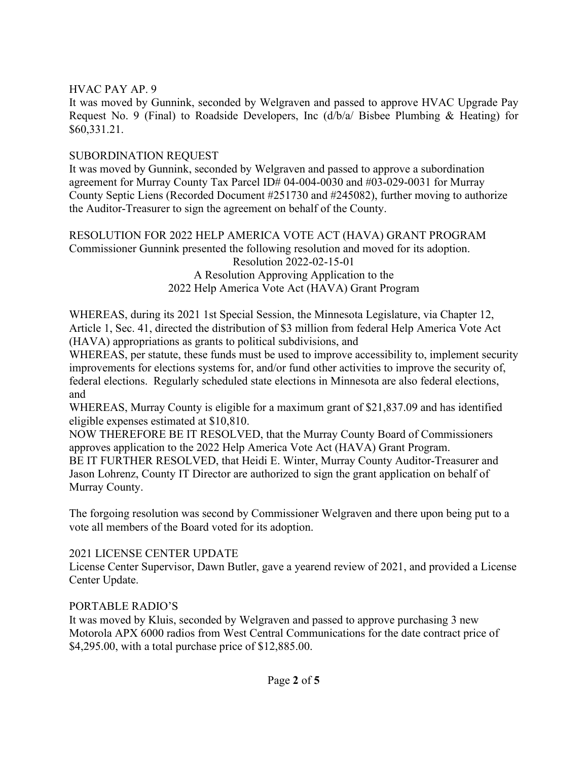HVAC PAY AP. 9

It was moved by Gunnink, seconded by Welgraven and passed to approve HVAC Upgrade Pay Request No. 9 (Final) to Roadside Developers, Inc (d/b/a/ Bisbee Plumbing & Heating) for $60,331.21.

SUBORDINATION REQUEST

It was moved by Gunnink, seconded by Welgraven and passed to approve a subordination agreement for Murray County Tax Parcel ID# 04-004-0030 and #03-029-0031 for Murray County Septic Liens (Recorded Document #251730 and #245082), further moving to authorize the Auditor-Treasurer to sign the agreement on behalf of the County.

RESOLUTION FOR 2022 HELP AMERICA VOTE ACT (HAVA) GRANT PROGRAM

Commissioner Gunnink presented the following resolution and moved for its adoption.

Resolution 2022-02-15-01
A Resolution Approving Application to the
2022 Help America Vote Act (HAVA) Grant Program

WHEREAS, during its 2021 1st Special Session, the Minnesota Legislature, via Chapter 12, Article 1, Sec. 41, directed the distribution of $3 million from federal Help America Vote Act (HAVA) appropriations as grants to political subdivisions, and

WHEREAS, per statute, these funds must be used to improve accessibility to, implement security improvements for elections systems for, and/or fund other activities to improve the security of, federal elections. Regularly scheduled state elections in Minnesota are also federal elections, and

WHEREAS, Murray County is eligible for a maximum grant of $21,837.09 and has identified eligible expenses estimated at $10,810.

NOW THEREFORE BE IT RESOLVED, that the Murray County Board of Commissioners approves application to the 2022 Help America Vote Act (HAVA) Grant Program.

BE IT FURTHER RESOLVED, that Heidi E. Winter, Murray County Auditor-Treasurer and Jason Lohrenz, County IT Director are authorized to sign the grant application on behalf of Murray County.

The forgoing resolution was second by Commissioner Welgraven and there upon being put to a vote all members of the Board voted for its adoption.

2021 LICENSE CENTER UPDATE

License Center Supervisor, Dawn Butler, gave a yearend review of 2021, and provided a License Center Update.

PORTABLE RADIO'S

It was moved by Kluis, seconded by Welgraven and passed to approve purchasing 3 new Motorola APX 6000 radios from West Central Communications for the date contract price of $4,295.00, with a total purchase price of $12,885.00.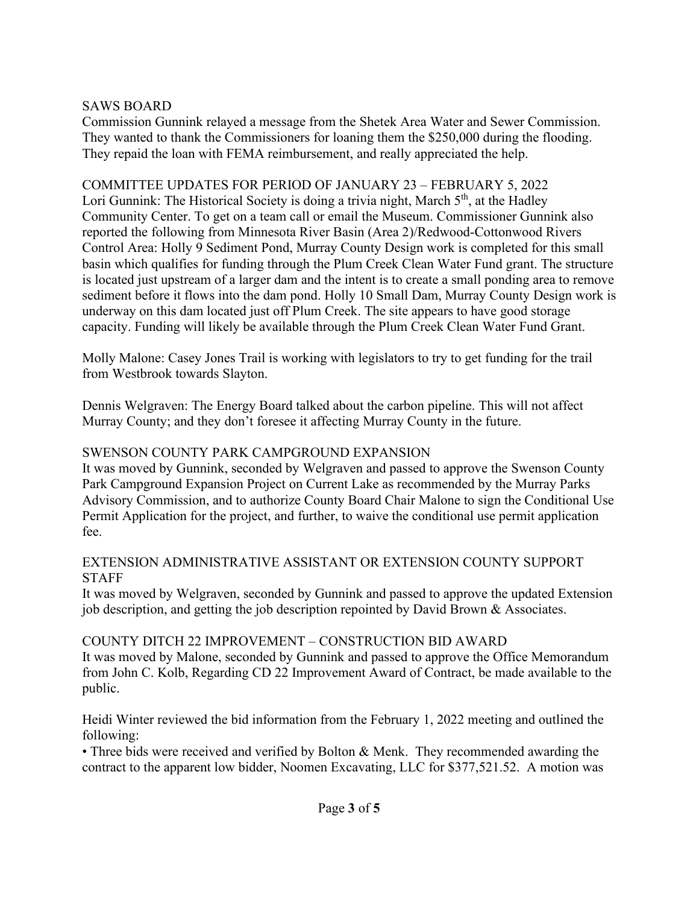## SAWS BOARD

Commission Gunnink relayed a message from the Shetek Area Water and Sewer Commission. They wanted to thank the Commissioners for loaning them the $250,000 during the flooding. They repaid the loan with FEMA reimbursement, and really appreciated the help.

## COMMITTEE UPDATES FOR PERIOD OF JANUARY 23 – FEBRUARY 5, 2022

Lori Gunnink: The Historical Society is doing a trivia night, March 5th, at the Hadley Community Center. To get on a team call or email the Museum. Commissioner Gunnink also reported the following from Minnesota River Basin (Area 2)/Redwood-Cottonwood Rivers Control Area: Holly 9 Sediment Pond, Murray County Design work is completed for this small basin which qualifies for funding through the Plum Creek Clean Water Fund grant. The structure is located just upstream of a larger dam and the intent is to create a small ponding area to remove sediment before it flows into the dam pond. Holly 10 Small Dam, Murray County Design work is underway on this dam located just off Plum Creek. The site appears to have good storage capacity. Funding will likely be available through the Plum Creek Clean Water Fund Grant.

Molly Malone: Casey Jones Trail is working with legislators to try to get funding for the trail from Westbrook towards Slayton.

Dennis Welgraven: The Energy Board talked about the carbon pipeline. This will not affect Murray County; and they don't foresee it affecting Murray County in the future.

## SWENSON COUNTY PARK CAMPGROUND EXPANSION

It was moved by Gunnink, seconded by Welgraven and passed to approve the Swenson County Park Campground Expansion Project on Current Lake as recommended by the Murray Parks Advisory Commission, and to authorize County Board Chair Malone to sign the Conditional Use Permit Application for the project, and further, to waive the conditional use permit application fee.

## EXTENSION ADMINISTRATIVE ASSISTANT OR EXTENSION COUNTY SUPPORT STAFF

It was moved by Welgraven, seconded by Gunnink and passed to approve the updated Extension job description, and getting the job description repointed by David Brown & Associates.

## COUNTY DITCH 22 IMPROVEMENT – CONSTRUCTION BID AWARD

It was moved by Malone, seconded by Gunnink and passed to approve the Office Memorandum from John C. Kolb, Regarding CD 22 Improvement Award of Contract, be made available to the public.

Heidi Winter reviewed the bid information from the February 1, 2022 meeting and outlined the following:

- Three bids were received and verified by Bolton & Menk. They recommended awarding the contract to the apparent low bidder, Noomen Excavating, LLC for $377,521.52. A motion was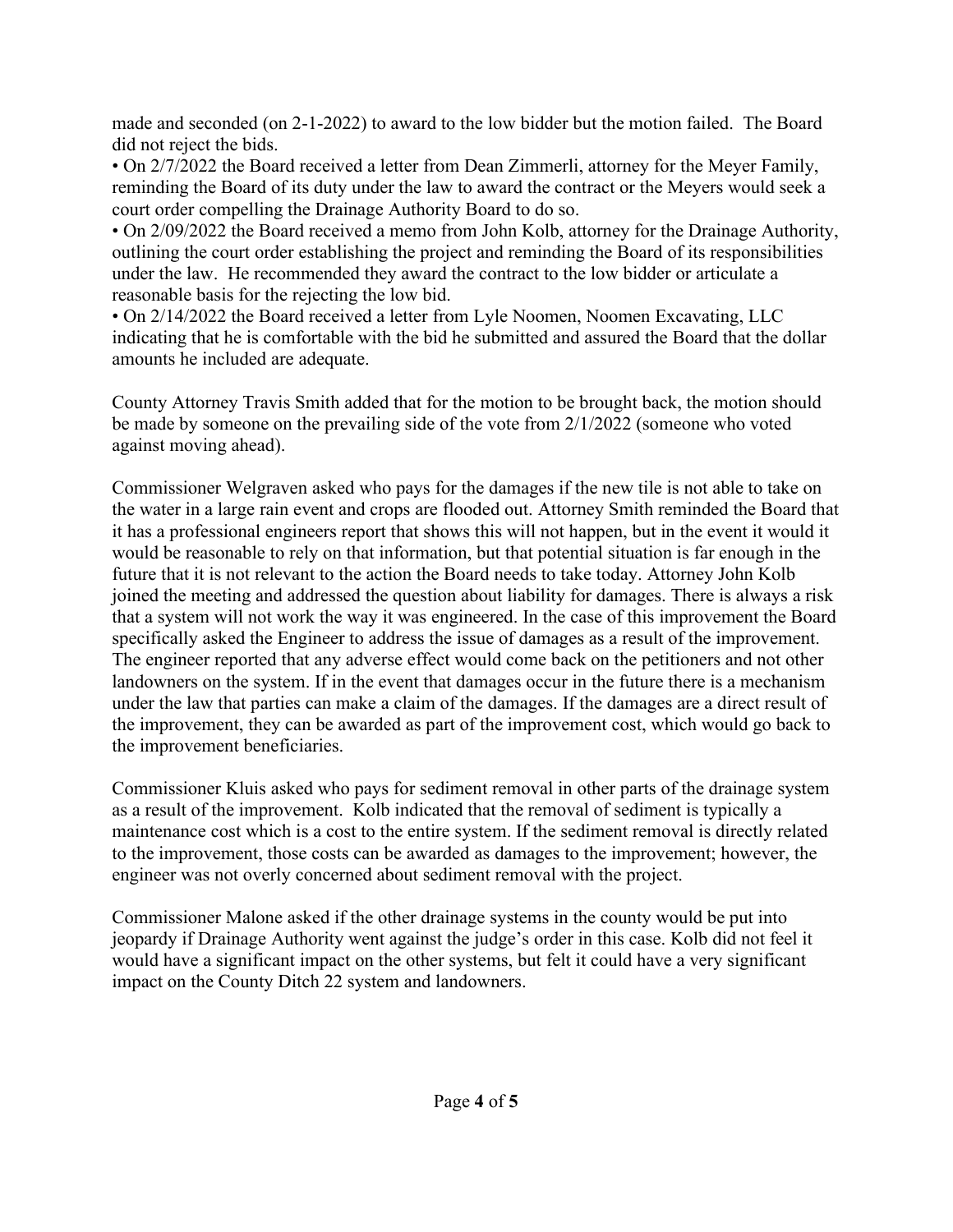made and seconded (on 2-1-2022) to award to the low bidder but the motion failed. The Board did not reject the bids.

- On 2/7/2022 the Board received a letter from Dean Zimmerli, attorney for the Meyer Family, reminding the Board of its duty under the law to award the contract or the Meyers would seek a court order compelling the Drainage Authority Board to do so.
- On 2/09/2022 the Board received a memo from John Kolb, attorney for the Drainage Authority, outlining the court order establishing the project and reminding the Board of its responsibilities under the law. He recommended they award the contract to the low bidder or articulate a reasonable basis for the rejecting the low bid.
- On 2/14/2022 the Board received a letter from Lyle Noomen, Noomen Excavating, LLC indicating that he is comfortable with the bid he submitted and assured the Board that the dollar amounts he included are adequate.

County Attorney Travis Smith added that for the motion to be brought back, the motion should be made by someone on the prevailing side of the vote from 2/1/2022 (someone who voted against moving ahead).

Commissioner Welgraven asked who pays for the damages if the new tile is not able to take on the water in a large rain event and crops are flooded out. Attorney Smith reminded the Board that it has a professional engineers report that shows this will not happen, but in the event it would it would be reasonable to rely on that information, but that potential situation is far enough in the future that it is not relevant to the action the Board needs to take today. Attorney John Kolb joined the meeting and addressed the question about liability for damages. There is always a risk that a system will not work the way it was engineered. In the case of this improvement the Board specifically asked the Engineer to address the issue of damages as a result of the improvement. The engineer reported that any adverse effect would come back on the petitioners and not other landowners on the system. If in the event that damages occur in the future there is a mechanism under the law that parties can make a claim of the damages. If the damages are a direct result of the improvement, they can be awarded as part of the improvement cost, which would go back to the improvement beneficiaries.

Commissioner Kluis asked who pays for sediment removal in other parts of the drainage system as a result of the improvement. Kolb indicated that the removal of sediment is typically a maintenance cost which is a cost to the entire system. If the sediment removal is directly related to the improvement, those costs can be awarded as damages to the improvement; however, the engineer was not overly concerned about sediment removal with the project.

Commissioner Malone asked if the other drainage systems in the county would be put into jeopardy if Drainage Authority went against the judge's order in this case. Kolb did not feel it would have a significant impact on the other systems, but felt it could have a very significant impact on the County Ditch 22 system and landowners.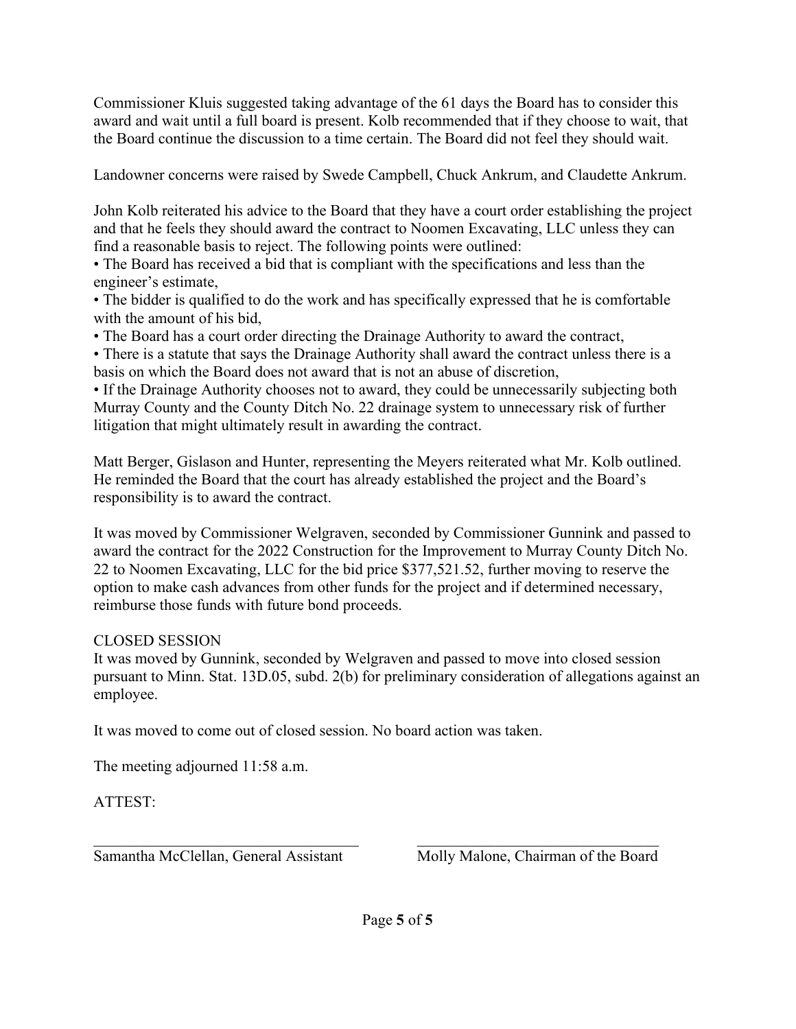Commissioner Kluis suggested taking advantage of the 61 days the Board has to consider this award and wait until a full board is present. Kolb recommended that if they choose to wait, that the Board continue the discussion to a time certain. The Board did not feel they should wait.

Landowner concerns were raised by Swede Campbell, Chuck Ankrum, and Claudette Ankrum.

John Kolb reiterated his advice to the Board that they have a court order establishing the project and that he feels they should award the contract to Noomen Excavating, LLC unless they can find a reasonable basis to reject. The following points were outlined:

- The Board has received a bid that is compliant with the specifications and less than the engineer's estimate,
- The bidder is qualified to do the work and has specifically expressed that he is comfortable with the amount of his bid,
- The Board has a court order directing the Drainage Authority to award the contract,
- There is a statute that says the Drainage Authority shall award the contract unless there is a basis on which the Board does not award that is not an abuse of discretion,
- If the Drainage Authority chooses not to award, they could be unnecessarily subjecting both Murray County and the County Ditch No. 22 drainage system to unnecessary risk of further litigation that might ultimately result in awarding the contract.

Matt Berger, Gislason and Hunter, representing the Meyers reiterated what Mr. Kolb outlined. He reminded the Board that the court has already established the project and the Board's responsibility is to award the contract.

It was moved by Commissioner Welgraven, seconded by Commissioner Gunnink and passed to award the contract for the 2022 Construction for the Improvement to Murray County Ditch No. 22 to Noomen Excavating, LLC for the bid price $377,521.52, further moving to reserve the option to make cash advances from other funds for the project and if determined necessary, reimburse those funds with future bond proceeds.

CLOSED SESSION

It was moved by Gunnink, seconded by Welgraven and passed to move into closed session pursuant to Minn. Stat. 13D.05, subd. 2(b) for preliminary consideration of allegations against an employee.

It was moved to come out of closed session. No board action was taken.

The meeting adjourned 11:58 a.m.

ATTEST:

___________________________________ ___________________________________

Samantha McClellan, General Assistant Molly Malone, Chairman of the Board